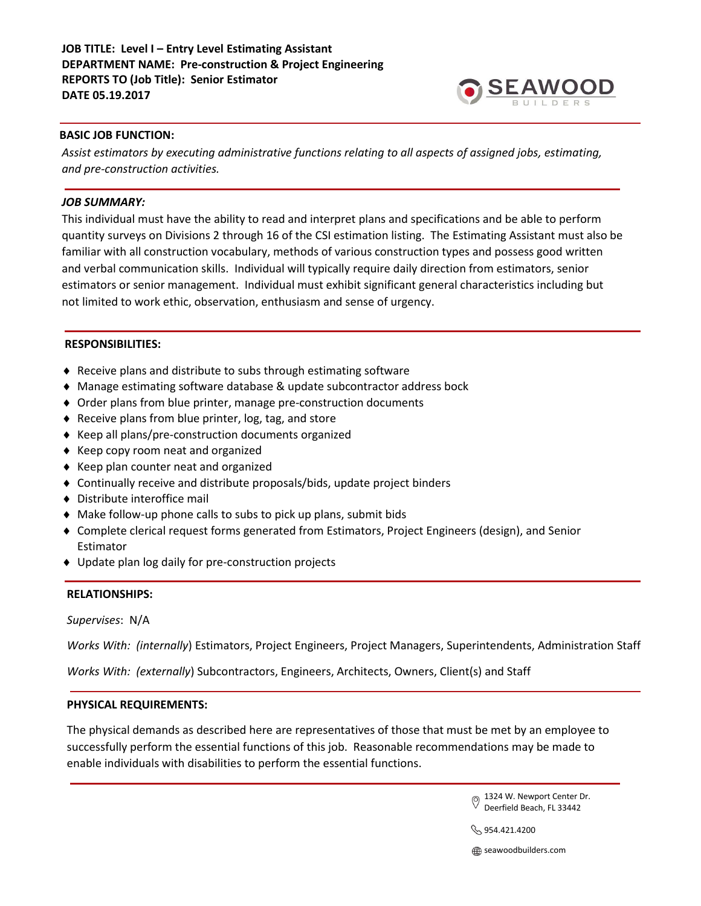**JOB TITLE: Level I – Entry Level Estimating Assistant**
**DEPARTMENT NAME: Pre-construction & Project Engineering**
**REPORTS TO (Job Title): Senior Estimator**
**DATE 05.19.2017**

SEAWOOD BUILDERS

**BASIC JOB FUNCTION:**

*Assist estimators by executing administrative functions relating to all aspects of assigned jobs, estimating, and pre-construction activities.*

***JOB SUMMARY:***

This individual must have the ability to read and interpret plans and specifications and be able to perform quantity surveys on Divisions 2 through 16 of the CSI estimation listing. The Estimating Assistant must also be familiar with all construction vocabulary, methods of various construction types and possess good written and verbal communication skills. Individual will typically require daily direction from estimators, senior estimators or senior management. Individual must exhibit significant general characteristics including but not limited to work ethic, observation, enthusiasm and sense of urgency.

**RESPONSIBILITIES:**

- Receive plans and distribute to subs through estimating software
- Manage estimating software database & update subcontractor address bock
- Order plans from blue printer, manage pre-construction documents
- Receive plans from blue printer, log, tag, and store
- Keep all plans/pre-construction documents organized
- Keep copy room neat and organized
- Keep plan counter neat and organized
- Continually receive and distribute proposals/bids, update project binders
- Distribute interoffice mail
- Make follow-up phone calls to subs to pick up plans, submit bids
- Complete clerical request forms generated from Estimators, Project Engineers (design), and Senior Estimator
- Update plan log daily for pre-construction projects

**RELATIONSHIPS:**

*Supervises*: N/A

*Works With: (internally*) Estimators, Project Engineers, Project Managers, Superintendents, Administration Staff

*Works With: (externally*) Subcontractors, Engineers, Architects, Owners, Client(s) and Staff

**PHYSICAL REQUIREMENTS:**

The physical demands as described here are representatives of those that must be met by an employee to successfully perform the essential functions of this job. Reasonable recommendations may be made to enable individuals with disabilities to perform the essential functions.

1324 W. Newport Center Dr.
Deerfield Beach, FL 33442

954.421.4200

seawoodbuilders.com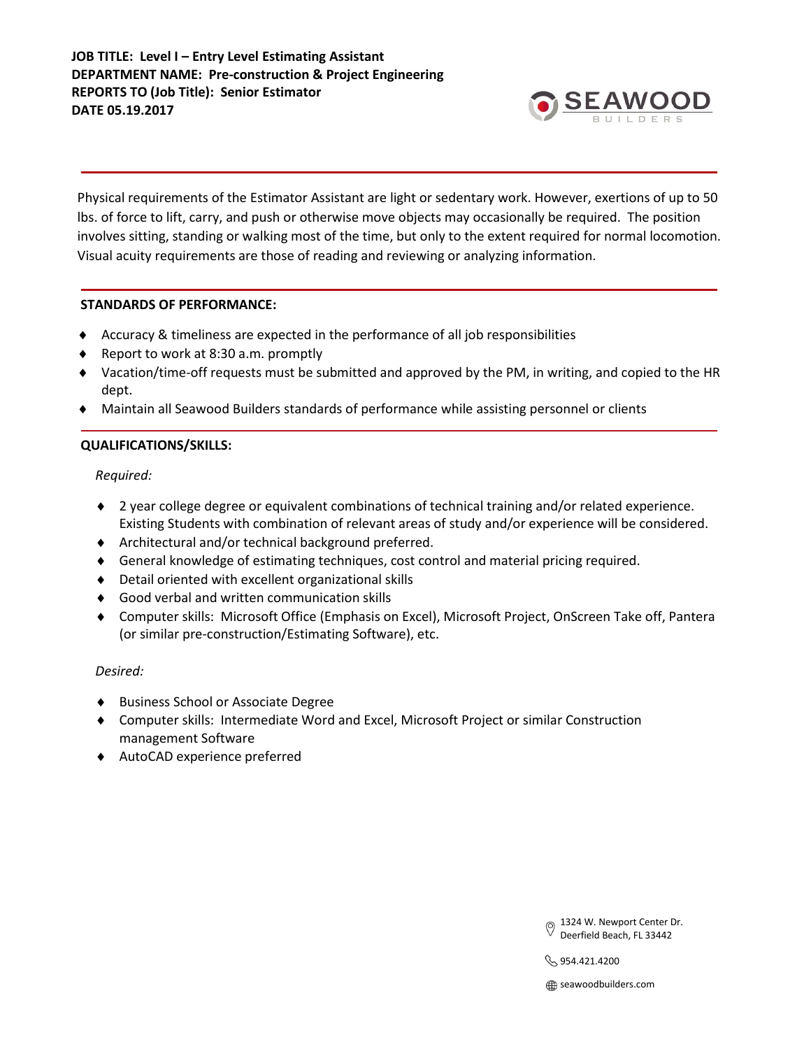**JOB TITLE: Level I – Entry Level Estimating Assistant**
**DEPARTMENT NAME: Pre-construction & Project Engineering**
**REPORTS TO (Job Title): Senior Estimator**
**DATE 05.19.2017**

Physical requirements of the Estimator Assistant are light or sedentary work. However, exertions of up to 50 lbs. of force to lift, carry, and push or otherwise move objects may occasionally be required. The position involves sitting, standing or walking most of the time, but only to the extent required for normal locomotion. Visual acuity requirements are those of reading and reviewing or analyzing information.

## STANDARDS OF PERFORMANCE:

- Accuracy & timeliness are expected in the performance of all job responsibilities
- Report to work at 8:30 a.m. promptly
- Vacation/time-off requests must be submitted and approved by the PM, in writing, and copied to the HR dept.
- Maintain all Seawood Builders standards of performance while assisting personnel or clients

## QUALIFICATIONS/SKILLS:

*Required:*

- 2 year college degree or equivalent combinations of technical training and/or related experience. Existing Students with combination of relevant areas of study and/or experience will be considered.
- Architectural and/or technical background preferred.
- General knowledge of estimating techniques, cost control and material pricing required.
- Detail oriented with excellent organizational skills
- Good verbal and written communication skills
- Computer skills: Microsoft Office (Emphasis on Excel), Microsoft Project, OnScreen Take off, Pantera (or similar pre-construction/Estimating Software), etc.

*Desired:*

- Business School or Associate Degree
- Computer skills: Intermediate Word and Excel, Microsoft Project or similar Construction management Software
- AutoCAD experience preferred

1324 W. Newport Center Dr.
Deerfield Beach, FL 33442

954.421.4200

seawoodbuilders.com